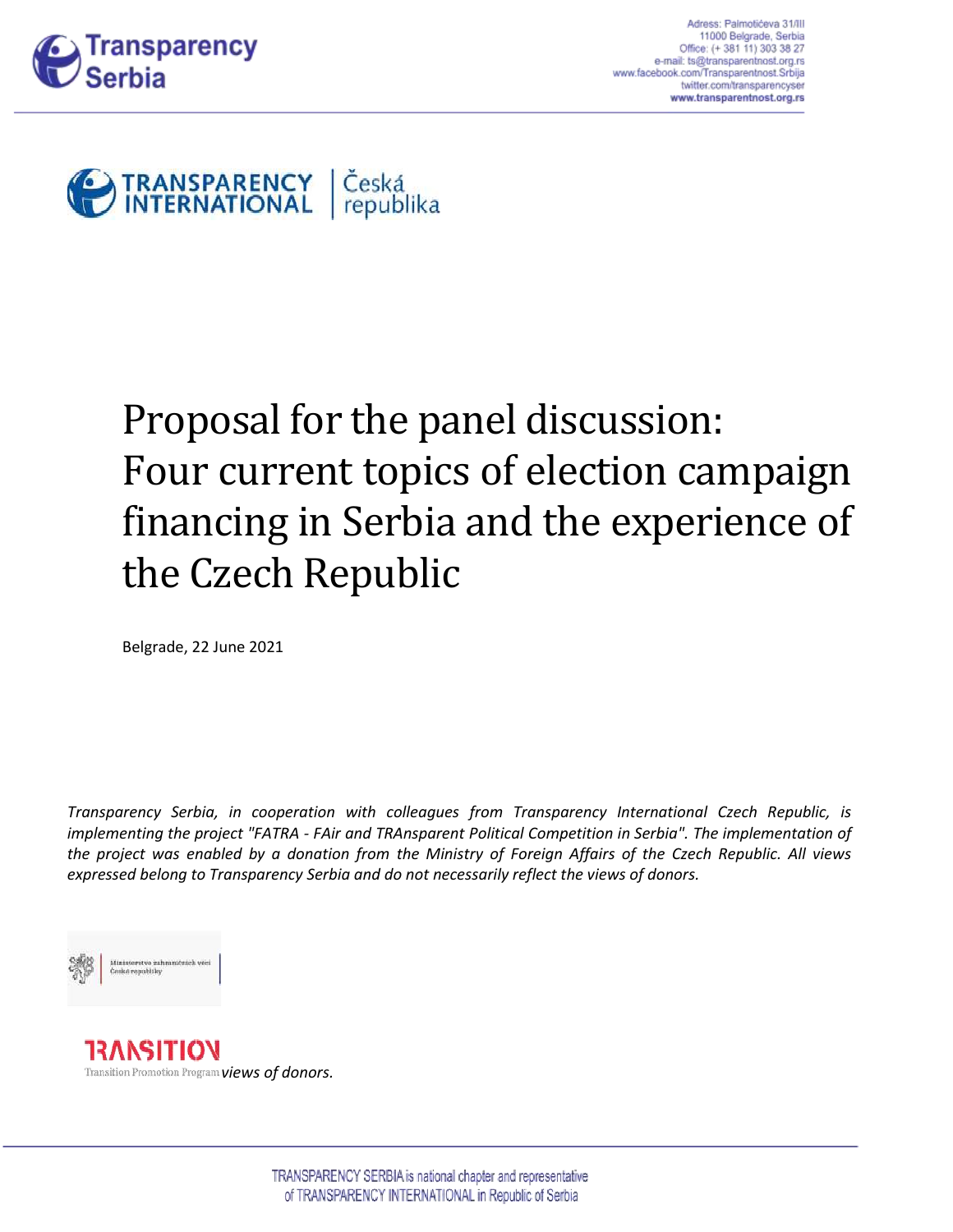Adress: Palmotićeva 31/III
11000 Belgrade, Serbia
Office: (+ 381 11) 303 38 27
e-mail: ts@transparentnost.org.rs
www.facebook.com/Transparentnost.Srbija
twitter.com/transparencyser
**www.transparentnost.org.rs**

# Proposal for the panel discussion: Four current topics of election campaign financing in Serbia and the experience of the Czech Republic

Belgrade, 22 June 2021

*Transparency Serbia, in cooperation with colleagues from Transparency International Czech Republic, is implementing the project "FATRA - FAir and TRAnsparent Political Competition in Serbia". The implementation of the project was enabled by a donation from the Ministry of Foreign Affairs of the Czech Republic. All views expressed belong to Transparency Serbia and do not necessarily reflect the views of donors.*

Ministerstvo zahraničních věcí České republiky

TRANSITION
Transition Promotion Program *views of donors.*

TRANSPARENCY SERBIA is national chapter and representative of TRANSPARENCY INTERNATIONAL in Republic of Serbia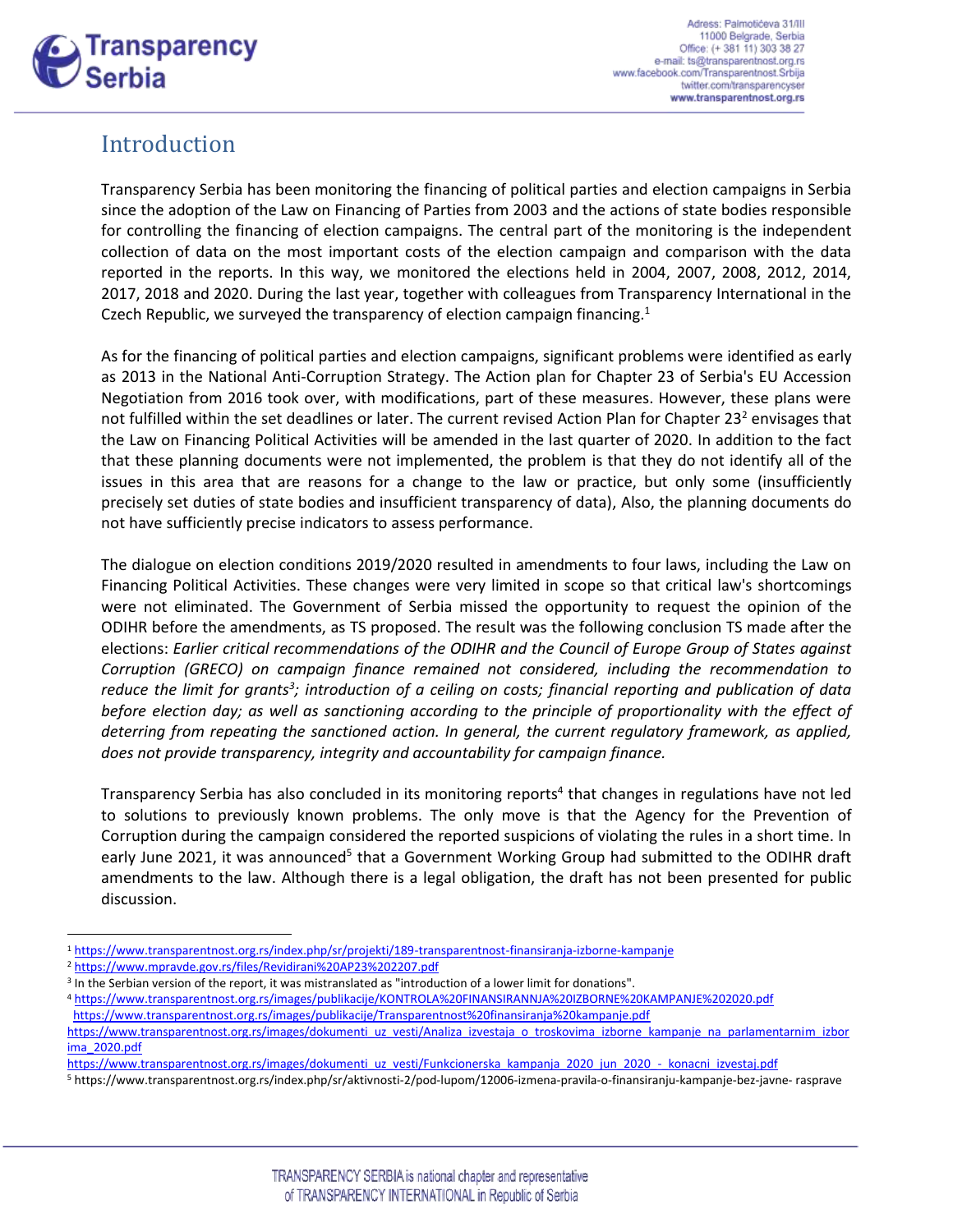## Introduction

Transparency Serbia has been monitoring the financing of political parties and election campaigns in Serbia since the adoption of the Law on Financing of Parties from 2003 and the actions of state bodies responsible for controlling the financing of election campaigns. The central part of the monitoring is the independent collection of data on the most important costs of the election campaign and comparison with the data reported in the reports. In this way, we monitored the elections held in 2004, 2007, 2008, 2012, 2014, 2017, 2018 and 2020. During the last year, together with colleagues from Transparency International in the Czech Republic, we surveyed the transparency of election campaign financing.[1]

As for the financing of political parties and election campaigns, significant problems were identified as early as 2013 in the National Anti-Corruption Strategy. The Action plan for Chapter 23 of Serbia's EU Accession Negotiation from 2016 took over, with modifications, part of these measures. However, these plans were not fulfilled within the set deadlines or later. The current revised Action Plan for Chapter 23[2] envisages that the Law on Financing Political Activities will be amended in the last quarter of 2020. In addition to the fact that these planning documents were not implemented, the problem is that they do not identify all of the issues in this area that are reasons for a change to the law or practice, but only some (insufficiently precisely set duties of state bodies and insufficient transparency of data), Also, the planning documents do not have sufficiently precise indicators to assess performance.

The dialogue on election conditions 2019/2020 resulted in amendments to four laws, including the Law on Financing Political Activities. These changes were very limited in scope so that critical law's shortcomings were not eliminated. The Government of Serbia missed the opportunity to request the opinion of the ODIHR before the amendments, as TS proposed. The result was the following conclusion TS made after the elections: *Earlier critical recommendations of the ODIHR and the Council of Europe Group of States against Corruption (GRECO) on campaign finance remained not considered, including the recommendation to reduce the limit for grants[3]; introduction of a ceiling on costs; financial reporting and publication of data before election day; as well as sanctioning according to the principle of proportionality with the effect of deterring from repeating the sanctioned action. In general, the current regulatory framework, as applied, does not provide transparency, integrity and accountability for campaign finance.*

Transparency Serbia has also concluded in its monitoring reports[4] that changes in regulations have not led to solutions to previously known problems. The only move is that the Agency for the Prevention of Corruption during the campaign considered the reported suspicions of violating the rules in a short time. In early June 2021, it was announced[5] that a Government Working Group had submitted to the ODIHR draft amendments to the law. Although there is a legal obligation, the draft has not been presented for public discussion.

---

[1] https://www.transparentnost.org.rs/index.php/sr/projekti/189-transparentnost-finansiranja-izborne-kampanje

[2] https://www.mpravde.gov.rs/files/Revidirani%20AP23%202207.pdf

[3] In the Serbian version of the report, it was mistranslated as "introduction of a lower limit for donations".

[4] https://www.transparentnost.org.rs/images/publikacije/KONTROLA%20FINANSIRANNJA%20IZBORNE%20KAMPANJE%202020.pdf
https://www.transparentnost.org.rs/images/publikacije/Transparentnost%20finansiranja%20kampanje.pdf
https://www.transparentnost.org.rs/images/dokumenti_uz_vesti/Analiza_izvestaja_o_troskovima_izborne_kampanje_na_parlamentarnim_izborima_2020.pdf
https://www.transparentnost.org.rs/images/dokumenti_uz_vesti/Funkcionerska_kampanja_2020_jun_2020_-_konacni_izvestaj.pdf

[5] https://www.transparentnost.org.rs/index.php/sr/aktivnosti-2/pod-lupom/12006-izmena-pravila-o-finansiranju-kampanje-bez-javne- rasprave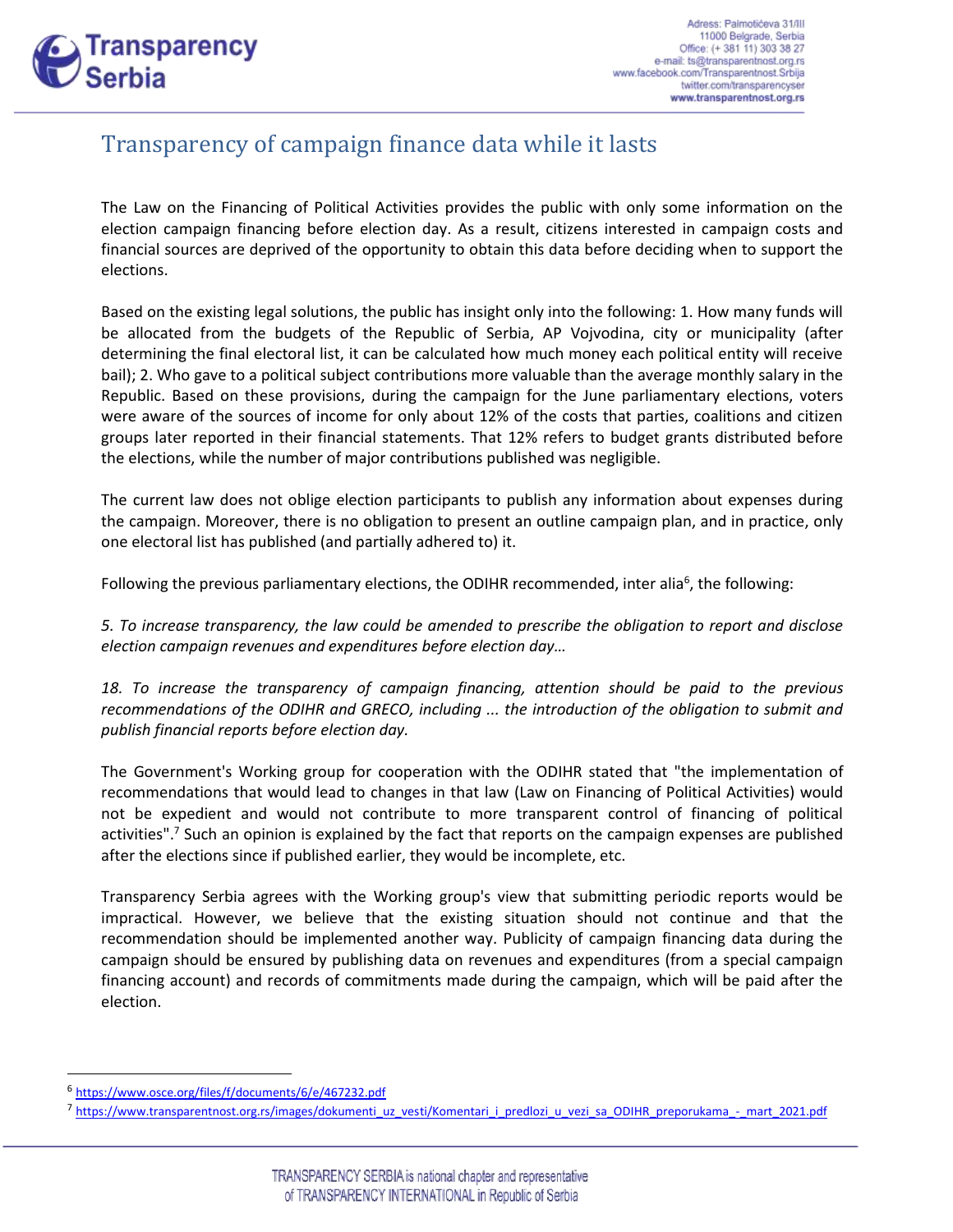# Transparency of campaign finance data while it lasts

The Law on the Financing of Political Activities provides the public with only some information on the election campaign financing before election day. As a result, citizens interested in campaign costs and financial sources are deprived of the opportunity to obtain this data before deciding when to support the elections.

Based on the existing legal solutions, the public has insight only into the following: 1. How many funds will be allocated from the budgets of the Republic of Serbia, AP Vojvodina, city or municipality (after determining the final electoral list, it can be calculated how much money each political entity will receive bail); 2. Who gave to a political subject contributions more valuable than the average monthly salary in the Republic. Based on these provisions, during the campaign for the June parliamentary elections, voters were aware of the sources of income for only about 12% of the costs that parties, coalitions and citizen groups later reported in their financial statements. That 12% refers to budget grants distributed before the elections, while the number of major contributions published was negligible.

The current law does not oblige election participants to publish any information about expenses during the campaign. Moreover, there is no obligation to present an outline campaign plan, and in practice, only one electoral list has published (and partially adhered to) it.

Following the previous parliamentary elections, the ODIHR recommended, inter alia[6], the following:

*5. To increase transparency, the law could be amended to prescribe the obligation to report and disclose election campaign revenues and expenditures before election day…*

*18. To increase the transparency of campaign financing, attention should be paid to the previous recommendations of the ODIHR and GRECO, including ... the introduction of the obligation to submit and publish financial reports before election day.*

The Government's Working group for cooperation with the ODIHR stated that "the implementation of recommendations that would lead to changes in that law (Law on Financing of Political Activities) would not be expedient and would not contribute to more transparent control of financing of political activities".[7] Such an opinion is explained by the fact that reports on the campaign expenses are published after the elections since if published earlier, they would be incomplete, etc.

Transparency Serbia agrees with the Working group's view that submitting periodic reports would be impractical. However, we believe that the existing situation should not continue and that the recommendation should be implemented another way. Publicity of campaign financing data during the campaign should be ensured by publishing data on revenues and expenditures (from a special campaign financing account) and records of commitments made during the campaign, which will be paid after the election.

---

[6] https://www.osce.org/files/f/documents/6/e/467232.pdf

[7] https://www.transparentnost.org.rs/images/dokumenti_uz_vesti/Komentari_i_predlozi_u_vezi_sa_ODIHR_preporukama_-_mart_2021.pdf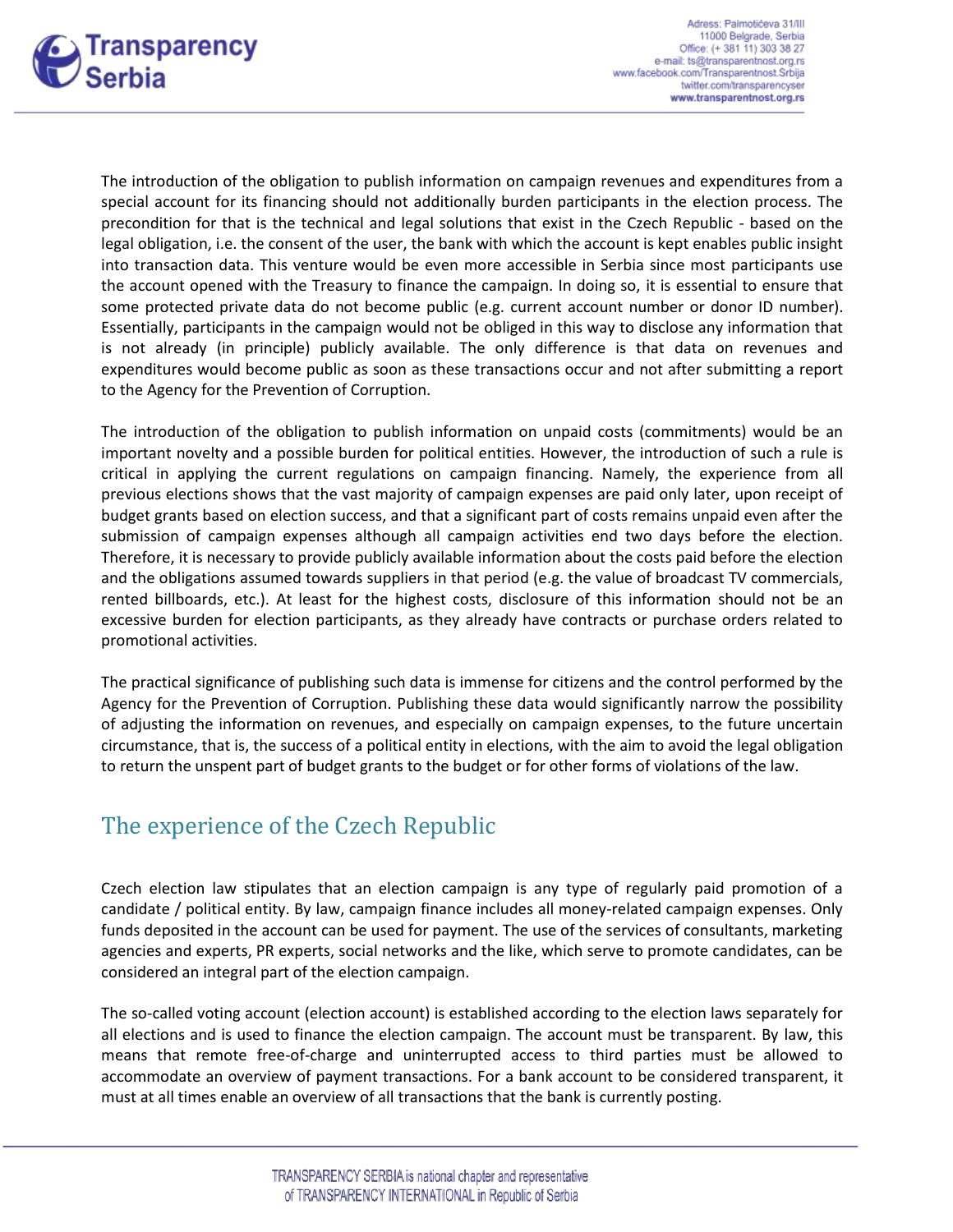The introduction of the obligation to publish information on campaign revenues and expenditures from a special account for its financing should not additionally burden participants in the election process. The precondition for that is the technical and legal solutions that exist in the Czech Republic - based on the legal obligation, i.e. the consent of the user, the bank with which the account is kept enables public insight into transaction data. This venture would be even more accessible in Serbia since most participants use the account opened with the Treasury to finance the campaign. In doing so, it is essential to ensure that some protected private data do not become public (e.g. current account number or donor ID number). Essentially, participants in the campaign would not be obliged in this way to disclose any information that is not already (in principle) publicly available. The only difference is that data on revenues and expenditures would become public as soon as these transactions occur and not after submitting a report to the Agency for the Prevention of Corruption.

The introduction of the obligation to publish information on unpaid costs (commitments) would be an important novelty and a possible burden for political entities. However, the introduction of such a rule is critical in applying the current regulations on campaign financing. Namely, the experience from all previous elections shows that the vast majority of campaign expenses are paid only later, upon receipt of budget grants based on election success, and that a significant part of costs remains unpaid even after the submission of campaign expenses although all campaign activities end two days before the election. Therefore, it is necessary to provide publicly available information about the costs paid before the election and the obligations assumed towards suppliers in that period (e.g. the value of broadcast TV commercials, rented billboards, etc.). At least for the highest costs, disclosure of this information should not be an excessive burden for election participants, as they already have contracts or purchase orders related to promotional activities.

The practical significance of publishing such data is immense for citizens and the control performed by the Agency for the Prevention of Corruption. Publishing these data would significantly narrow the possibility of adjusting the information on revenues, and especially on campaign expenses, to the future uncertain circumstance, that is, the success of a political entity in elections, with the aim to avoid the legal obligation to return the unspent part of budget grants to the budget or for other forms of violations of the law.

## The experience of the Czech Republic

Czech election law stipulates that an election campaign is any type of regularly paid promotion of a candidate / political entity. By law, campaign finance includes all money-related campaign expenses. Only funds deposited in the account can be used for payment. The use of the services of consultants, marketing agencies and experts, PR experts, social networks and the like, which serve to promote candidates, can be considered an integral part of the election campaign.

The so-called voting account (election account) is established according to the election laws separately for all elections and is used to finance the election campaign. The account must be transparent. By law, this means that remote free-of-charge and uninterrupted access to third parties must be allowed to accommodate an overview of payment transactions. For a bank account to be considered transparent, it must at all times enable an overview of all transactions that the bank is currently posting.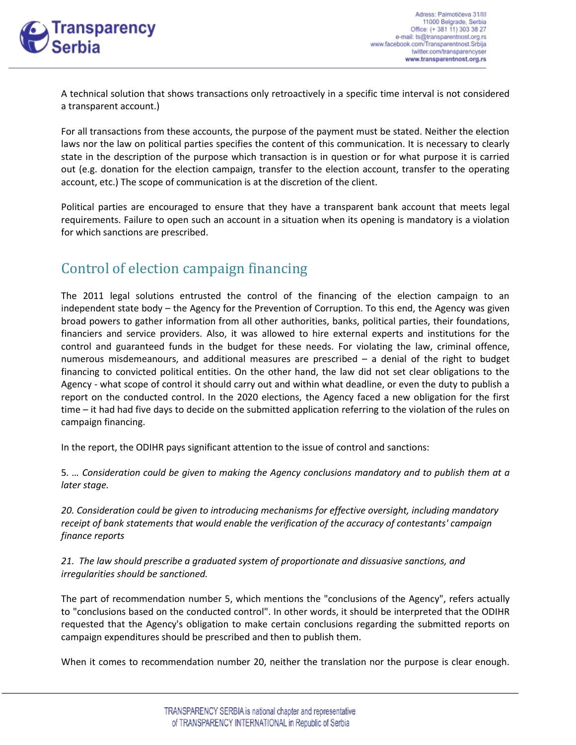A technical solution that shows transactions only retroactively in a specific time interval is not considered a transparent account.)

For all transactions from these accounts, the purpose of the payment must be stated. Neither the election laws nor the law on political parties specifies the content of this communication. It is necessary to clearly state in the description of the purpose which transaction is in question or for what purpose it is carried out (e.g. donation for the election campaign, transfer to the election account, transfer to the operating account, etc.) The scope of communication is at the discretion of the client.

Political parties are encouraged to ensure that they have a transparent bank account that meets legal requirements. Failure to open such an account in a situation when its opening is mandatory is a violation for which sanctions are prescribed.

## Control of election campaign financing

The 2011 legal solutions entrusted the control of the financing of the election campaign to an independent state body – the Agency for the Prevention of Corruption. To this end, the Agency was given broad powers to gather information from all other authorities, banks, political parties, their foundations, financiers and service providers. Also, it was allowed to hire external experts and institutions for the control and guaranteed funds in the budget for these needs. For violating the law, criminal offence, numerous misdemeanours, and additional measures are prescribed – a denial of the right to budget financing to convicted political entities. On the other hand, the law did not set clear obligations to the Agency - what scope of control it should carry out and within what deadline, or even the duty to publish a report on the conducted control. In the 2020 elections, the Agency faced a new obligation for the first time – it had had five days to decide on the submitted application referring to the violation of the rules on campaign financing.

In the report, the ODIHR pays significant attention to the issue of control and sanctions:

5. … *Consideration could be given to making the Agency conclusions mandatory and to publish them at a later stage.*

*20. Consideration could be given to introducing mechanisms for effective oversight, including mandatory receipt of bank statements that would enable the verification of the accuracy of contestants' campaign finance reports*

*21. The law should prescribe a graduated system of proportionate and dissuasive sanctions, and irregularities should be sanctioned.*

The part of recommendation number 5, which mentions the "conclusions of the Agency", refers actually to "conclusions based on the conducted control". In other words, it should be interpreted that the ODIHR requested that the Agency's obligation to make certain conclusions regarding the submitted reports on campaign expenditures should be prescribed and then to publish them.

When it comes to recommendation number 20, neither the translation nor the purpose is clear enough.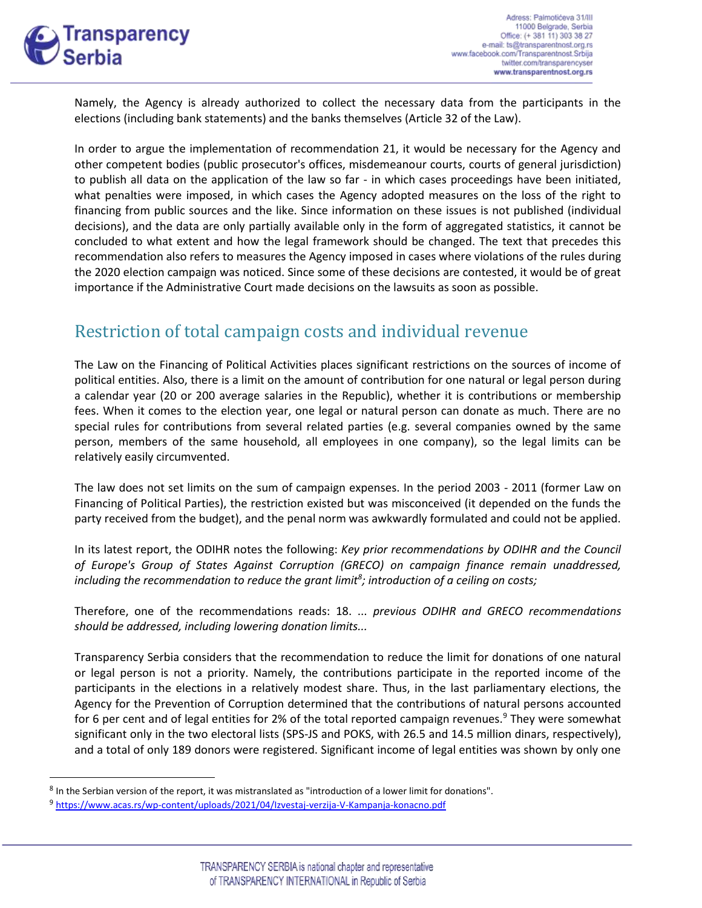Namely, the Agency is already authorized to collect the necessary data from the participants in the elections (including bank statements) and the banks themselves (Article 32 of the Law).

In order to argue the implementation of recommendation 21, it would be necessary for the Agency and other competent bodies (public prosecutor's offices, misdemeanour courts, courts of general jurisdiction) to publish all data on the application of the law so far - in which cases proceedings have been initiated, what penalties were imposed, in which cases the Agency adopted measures on the loss of the right to financing from public sources and the like. Since information on these issues is not published (individual decisions), and the data are only partially available only in the form of aggregated statistics, it cannot be concluded to what extent and how the legal framework should be changed. The text that precedes this recommendation also refers to measures the Agency imposed in cases where violations of the rules during the 2020 election campaign was noticed. Since some of these decisions are contested, it would be of great importance if the Administrative Court made decisions on the lawsuits as soon as possible.

## Restriction of total campaign costs and individual revenue

The Law on the Financing of Political Activities places significant restrictions on the sources of income of political entities. Also, there is a limit on the amount of contribution for one natural or legal person during a calendar year (20 or 200 average salaries in the Republic), whether it is contributions or membership fees. When it comes to the election year, one legal or natural person can donate as much. There are no special rules for contributions from several related parties (e.g. several companies owned by the same person, members of the same household, all employees in one company), so the legal limits can be relatively easily circumvented.

The law does not set limits on the sum of campaign expenses. In the period 2003 - 2011 (former Law on Financing of Political Parties), the restriction existed but was misconceived (it depended on the funds the party received from the budget), and the penal norm was awkwardly formulated and could not be applied.

In its latest report, the ODIHR notes the following: *Key prior recommendations by ODIHR and the Council of Europe's Group of States Against Corruption (GRECO) on campaign finance remain unaddressed, including the recommendation to reduce the grant limit*[8]*; introduction of a ceiling on costs;*

Therefore, one of the recommendations reads: 18. ... *previous ODIHR and GRECO recommendations should be addressed, including lowering donation limits...*

Transparency Serbia considers that the recommendation to reduce the limit for donations of one natural or legal person is not a priority. Namely, the contributions participate in the reported income of the participants in the elections in a relatively modest share. Thus, in the last parliamentary elections, the Agency for the Prevention of Corruption determined that the contributions of natural persons accounted for 6 per cent and of legal entities for 2% of the total reported campaign revenues.[9] They were somewhat significant only in the two electoral lists (SPS-JS and POKS, with 26.5 and 14.5 million dinars, respectively), and a total of only 189 donors were registered. Significant income of legal entities was shown by only one

---

[8] In the Serbian version of the report, it was mistranslated as "introduction of a lower limit for donations".

[9] https://www.acas.rs/wp-content/uploads/2021/04/Izvestaj-verzija-V-Kampanja-konacno.pdf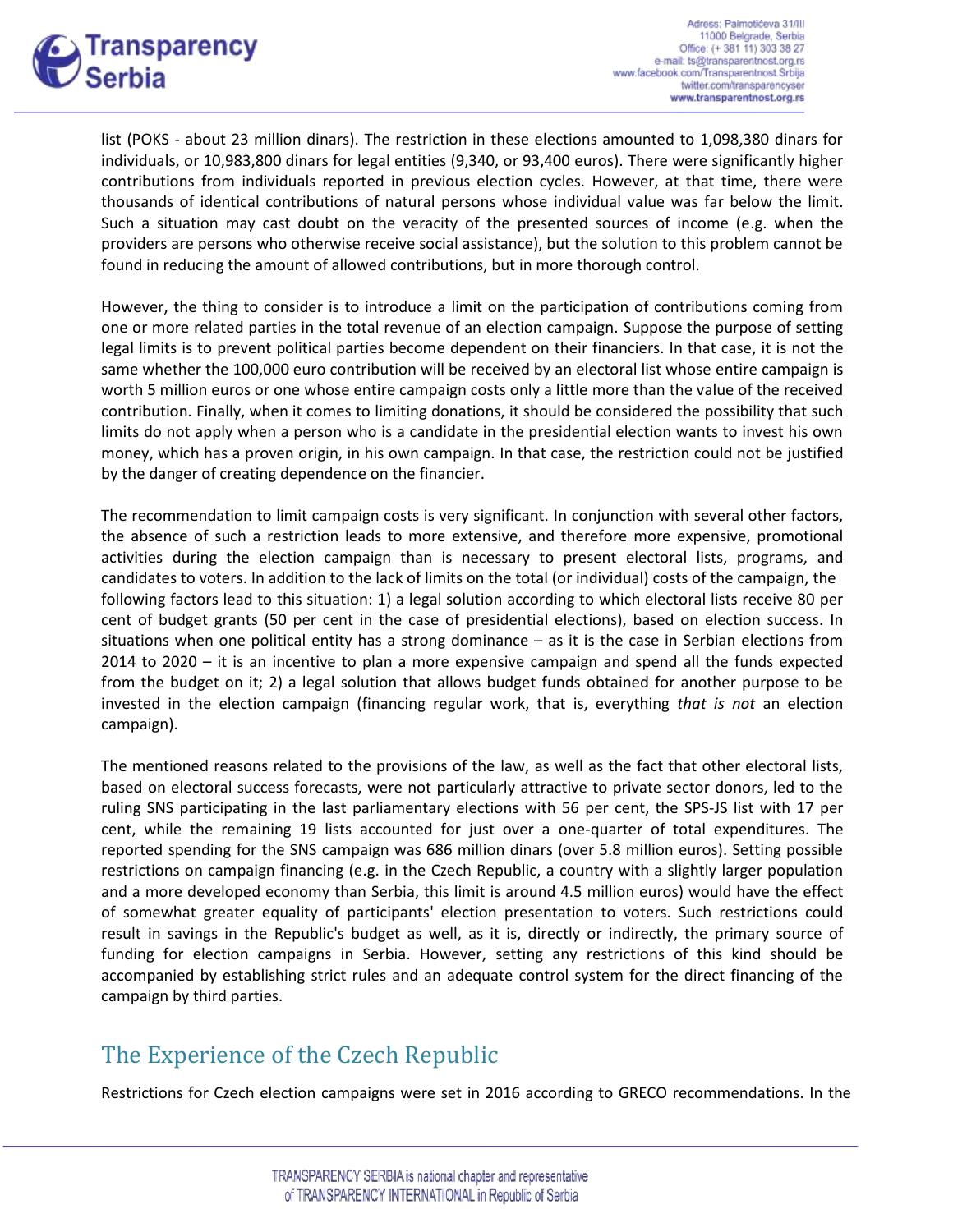list (POKS - about 23 million dinars). The restriction in these elections amounted to 1,098,380 dinars for individuals, or 10,983,800 dinars for legal entities (9,340, or 93,400 euros). There were significantly higher contributions from individuals reported in previous election cycles. However, at that time, there were thousands of identical contributions of natural persons whose individual value was far below the limit. Such a situation may cast doubt on the veracity of the presented sources of income (e.g. when the providers are persons who otherwise receive social assistance), but the solution to this problem cannot be found in reducing the amount of allowed contributions, but in more thorough control.

However, the thing to consider is to introduce a limit on the participation of contributions coming from one or more related parties in the total revenue of an election campaign. Suppose the purpose of setting legal limits is to prevent political parties become dependent on their financiers. In that case, it is not the same whether the 100,000 euro contribution will be received by an electoral list whose entire campaign is worth 5 million euros or one whose entire campaign costs only a little more than the value of the received contribution. Finally, when it comes to limiting donations, it should be considered the possibility that such limits do not apply when a person who is a candidate in the presidential election wants to invest his own money, which has a proven origin, in his own campaign. In that case, the restriction could not be justified by the danger of creating dependence on the financier.

The recommendation to limit campaign costs is very significant. In conjunction with several other factors, the absence of such a restriction leads to more extensive, and therefore more expensive, promotional activities during the election campaign than is necessary to present electoral lists, programs, and candidates to voters. In addition to the lack of limits on the total (or individual) costs of the campaign, the following factors lead to this situation: 1) a legal solution according to which electoral lists receive 80 per cent of budget grants (50 per cent in the case of presidential elections), based on election success. In situations when one political entity has a strong dominance – as it is the case in Serbian elections from 2014 to 2020 – it is an incentive to plan a more expensive campaign and spend all the funds expected from the budget on it; 2) a legal solution that allows budget funds obtained for another purpose to be invested in the election campaign (financing regular work, that is, everything *that is not* an election campaign).

The mentioned reasons related to the provisions of the law, as well as the fact that other electoral lists, based on electoral success forecasts, were not particularly attractive to private sector donors, led to the ruling SNS participating in the last parliamentary elections with 56 per cent, the SPS-JS list with 17 per cent, while the remaining 19 lists accounted for just over a one-quarter of total expenditures. The reported spending for the SNS campaign was 686 million dinars (over 5.8 million euros). Setting possible restrictions on campaign financing (e.g. in the Czech Republic, a country with a slightly larger population and a more developed economy than Serbia, this limit is around 4.5 million euros) would have the effect of somewhat greater equality of participants' election presentation to voters. Such restrictions could result in savings in the Republic's budget as well, as it is, directly or indirectly, the primary source of funding for election campaigns in Serbia. However, setting any restrictions of this kind should be accompanied by establishing strict rules and an adequate control system for the direct financing of the campaign by third parties.

## The Experience of the Czech Republic

Restrictions for Czech election campaigns were set in 2016 according to GRECO recommendations. In the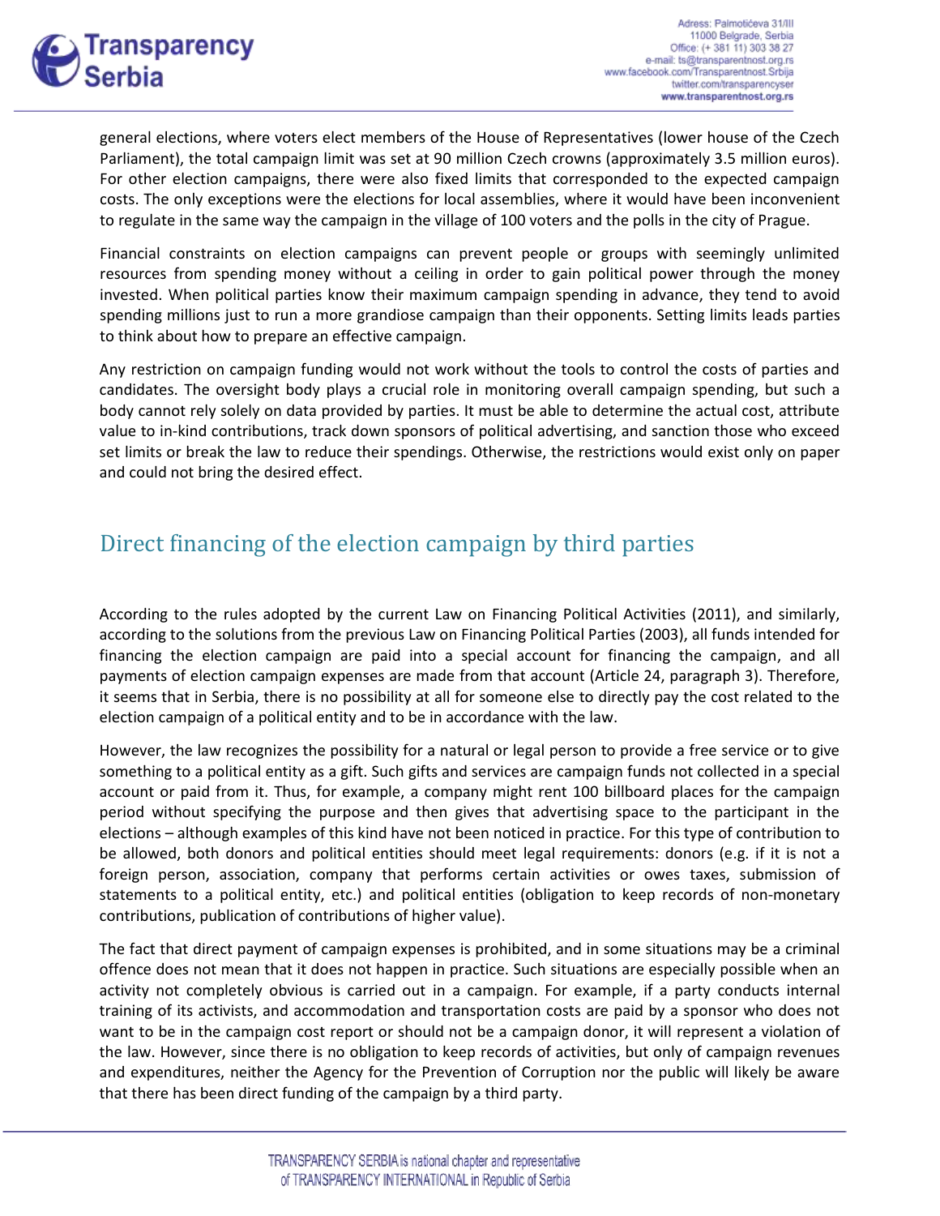general elections, where voters elect members of the House of Representatives (lower house of the Czech Parliament), the total campaign limit was set at 90 million Czech crowns (approximately 3.5 million euros). For other election campaigns, there were also fixed limits that corresponded to the expected campaign costs. The only exceptions were the elections for local assemblies, where it would have been inconvenient to regulate in the same way the campaign in the village of 100 voters and the polls in the city of Prague.

Financial constraints on election campaigns can prevent people or groups with seemingly unlimited resources from spending money without a ceiling in order to gain political power through the money invested. When political parties know their maximum campaign spending in advance, they tend to avoid spending millions just to run a more grandiose campaign than their opponents. Setting limits leads parties to think about how to prepare an effective campaign.

Any restriction on campaign funding would not work without the tools to control the costs of parties and candidates. The oversight body plays a crucial role in monitoring overall campaign spending, but such a body cannot rely solely on data provided by parties. It must be able to determine the actual cost, attribute value to in-kind contributions, track down sponsors of political advertising, and sanction those who exceed set limits or break the law to reduce their spendings. Otherwise, the restrictions would exist only on paper and could not bring the desired effect.

## Direct financing of the election campaign by third parties

According to the rules adopted by the current Law on Financing Political Activities (2011), and similarly, according to the solutions from the previous Law on Financing Political Parties (2003), all funds intended for financing the election campaign are paid into a special account for financing the campaign, and all payments of election campaign expenses are made from that account (Article 24, paragraph 3). Therefore, it seems that in Serbia, there is no possibility at all for someone else to directly pay the cost related to the election campaign of a political entity and to be in accordance with the law.

However, the law recognizes the possibility for a natural or legal person to provide a free service or to give something to a political entity as a gift. Such gifts and services are campaign funds not collected in a special account or paid from it. Thus, for example, a company might rent 100 billboard places for the campaign period without specifying the purpose and then gives that advertising space to the participant in the elections – although examples of this kind have not been noticed in practice. For this type of contribution to be allowed, both donors and political entities should meet legal requirements: donors (e.g. if it is not a foreign person, association, company that performs certain activities or owes taxes, submission of statements to a political entity, etc.) and political entities (obligation to keep records of non-monetary contributions, publication of contributions of higher value).

The fact that direct payment of campaign expenses is prohibited, and in some situations may be a criminal offence does not mean that it does not happen in practice. Such situations are especially possible when an activity not completely obvious is carried out in a campaign. For example, if a party conducts internal training of its activists, and accommodation and transportation costs are paid by a sponsor who does not want to be in the campaign cost report or should not be a campaign donor, it will represent a violation of the law. However, since there is no obligation to keep records of activities, but only of campaign revenues and expenditures, neither the Agency for the Prevention of Corruption nor the public will likely be aware that there has been direct funding of the campaign by a third party.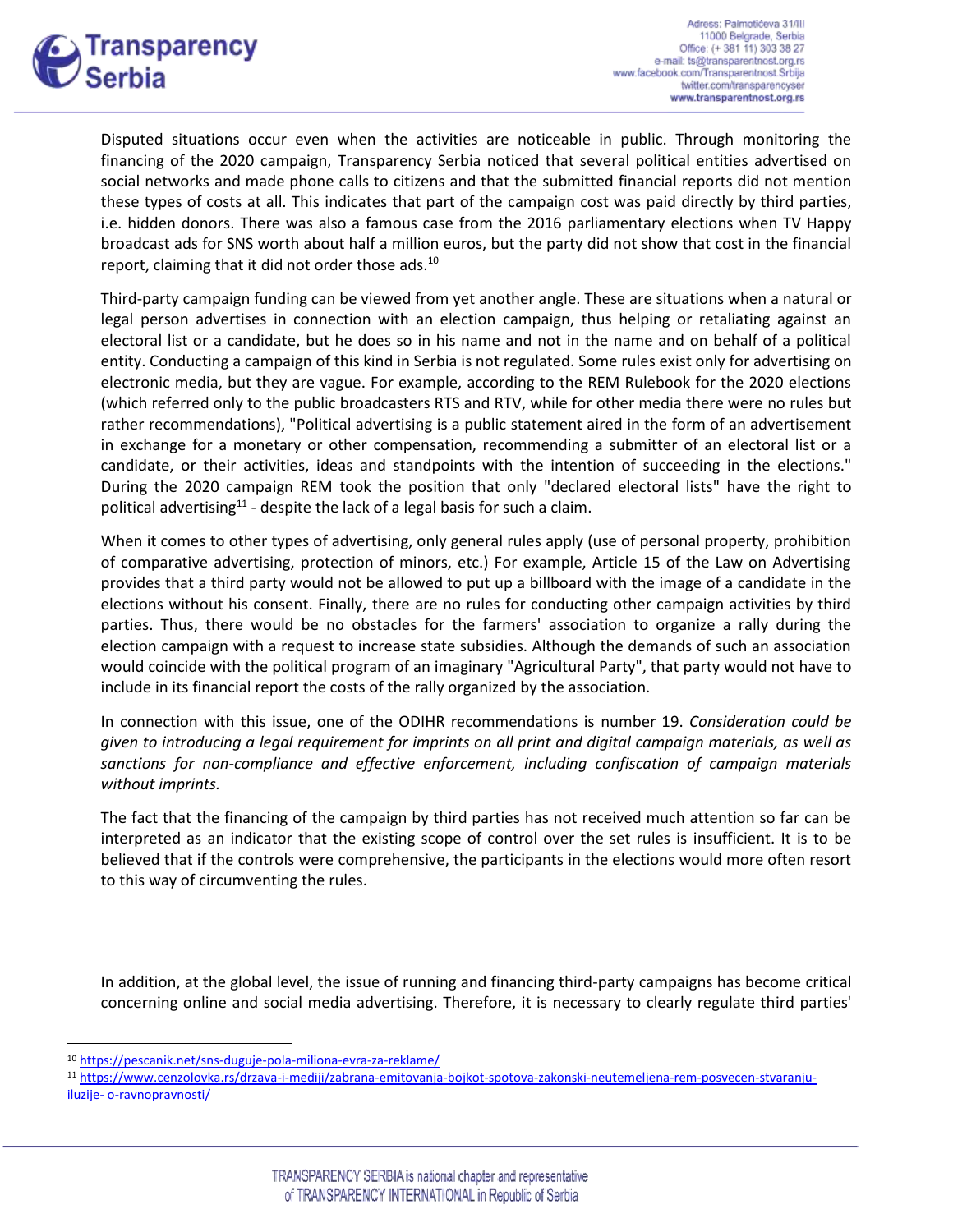Disputed situations occur even when the activities are noticeable in public. Through monitoring the financing of the 2020 campaign, Transparency Serbia noticed that several political entities advertised on social networks and made phone calls to citizens and that the submitted financial reports did not mention these types of costs at all. This indicates that part of the campaign cost was paid directly by third parties, i.e. hidden donors. There was also a famous case from the 2016 parliamentary elections when TV Happy broadcast ads for SNS worth about half a million euros, but the party did not show that cost in the financial report, claiming that it did not order those ads.[10]

Third-party campaign funding can be viewed from yet another angle. These are situations when a natural or legal person advertises in connection with an election campaign, thus helping or retaliating against an electoral list or a candidate, but he does so in his name and not in the name and on behalf of a political entity. Conducting a campaign of this kind in Serbia is not regulated. Some rules exist only for advertising on electronic media, but they are vague. For example, according to the REM Rulebook for the 2020 elections (which referred only to the public broadcasters RTS and RTV, while for other media there were no rules but rather recommendations), "Political advertising is a public statement aired in the form of an advertisement in exchange for a monetary or other compensation, recommending a submitter of an electoral list or a candidate, or their activities, ideas and standpoints with the intention of succeeding in the elections." During the 2020 campaign REM took the position that only "declared electoral lists" have the right to political advertising[11] - despite the lack of a legal basis for such a claim.

When it comes to other types of advertising, only general rules apply (use of personal property, prohibition of comparative advertising, protection of minors, etc.) For example, Article 15 of the Law on Advertising provides that a third party would not be allowed to put up a billboard with the image of a candidate in the elections without his consent. Finally, there are no rules for conducting other campaign activities by third parties. Thus, there would be no obstacles for the farmers' association to organize a rally during the election campaign with a request to increase state subsidies. Although the demands of such an association would coincide with the political program of an imaginary "Agricultural Party", that party would not have to include in its financial report the costs of the rally organized by the association.

In connection with this issue, one of the ODIHR recommendations is number 19. *Consideration could be given to introducing a legal requirement for imprints on all print and digital campaign materials, as well as sanctions for non-compliance and effective enforcement, including confiscation of campaign materials without imprints.*

The fact that the financing of the campaign by third parties has not received much attention so far can be interpreted as an indicator that the existing scope of control over the set rules is insufficient. It is to be believed that if the controls were comprehensive, the participants in the elections would more often resort to this way of circumventing the rules.

In addition, at the global level, the issue of running and financing third-party campaigns has become critical concerning online and social media advertising. Therefore, it is necessary to clearly regulate third parties'

---

[10] https://pescanik.net/sns-duguje-pola-miliona-evra-za-reklame/

[11] https://www.cenzolovka.rs/drzava-i-mediji/zabrana-emitovanja-bojkot-spotova-zakonski-neutemeljena-rem-posvecen-stvaranju-iluzije- o-ravnopravnosti/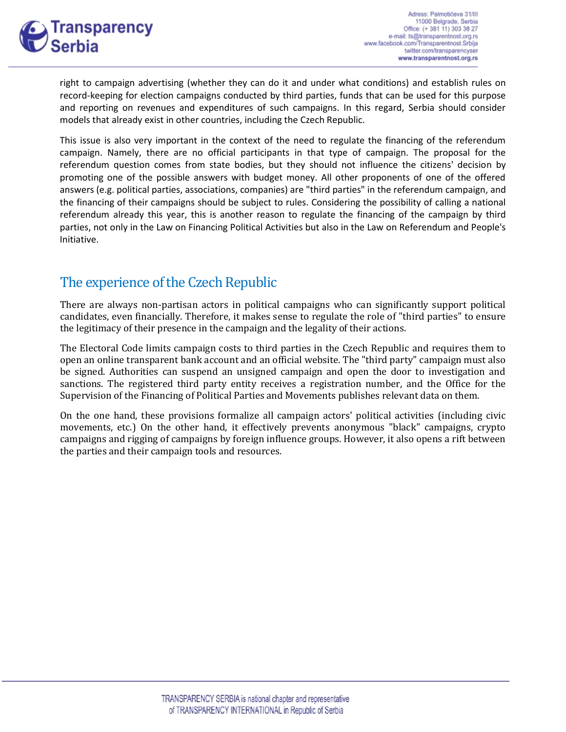right to campaign advertising (whether they can do it and under what conditions) and establish rules on record-keeping for election campaigns conducted by third parties, funds that can be used for this purpose and reporting on revenues and expenditures of such campaigns. In this regard, Serbia should consider models that already exist in other countries, including the Czech Republic.

This issue is also very important in the context of the need to regulate the financing of the referendum campaign. Namely, there are no official participants in that type of campaign. The proposal for the referendum question comes from state bodies, but they should not influence the citizens' decision by promoting one of the possible answers with budget money. All other proponents of one of the offered answers (e.g. political parties, associations, companies) are "third parties" in the referendum campaign, and the financing of their campaigns should be subject to rules. Considering the possibility of calling a national referendum already this year, this is another reason to regulate the financing of the campaign by third parties, not only in the Law on Financing Political Activities but also in the Law on Referendum and People's Initiative.

## The experience of the Czech Republic

There are always non-partisan actors in political campaigns who can significantly support political candidates, even financially. Therefore, it makes sense to regulate the role of "third parties" to ensure the legitimacy of their presence in the campaign and the legality of their actions.

The Electoral Code limits campaign costs to third parties in the Czech Republic and requires them to open an online transparent bank account and an official website. The "third party" campaign must also be signed. Authorities can suspend an unsigned campaign and open the door to investigation and sanctions. The registered third party entity receives a registration number, and the Office for the Supervision of the Financing of Political Parties and Movements publishes relevant data on them.

On the one hand, these provisions formalize all campaign actors' political activities (including civic movements, etc.) On the other hand, it effectively prevents anonymous "black" campaigns, crypto campaigns and rigging of campaigns by foreign influence groups. However, it also opens a rift between the parties and their campaign tools and resources.